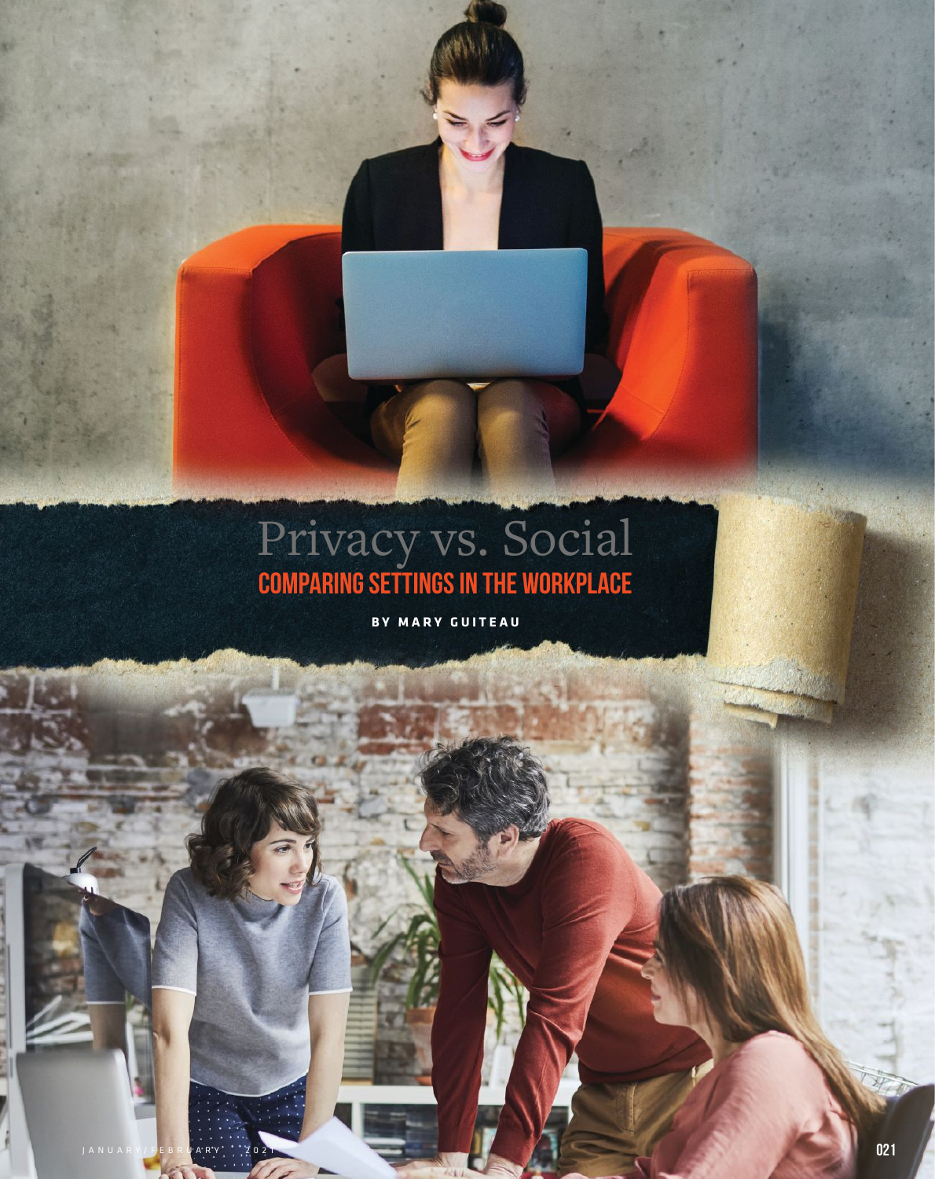# Privacy vs. Social

## COMPARING SETTINGS IN THE WORKPLACE

BY MARY GUITEAU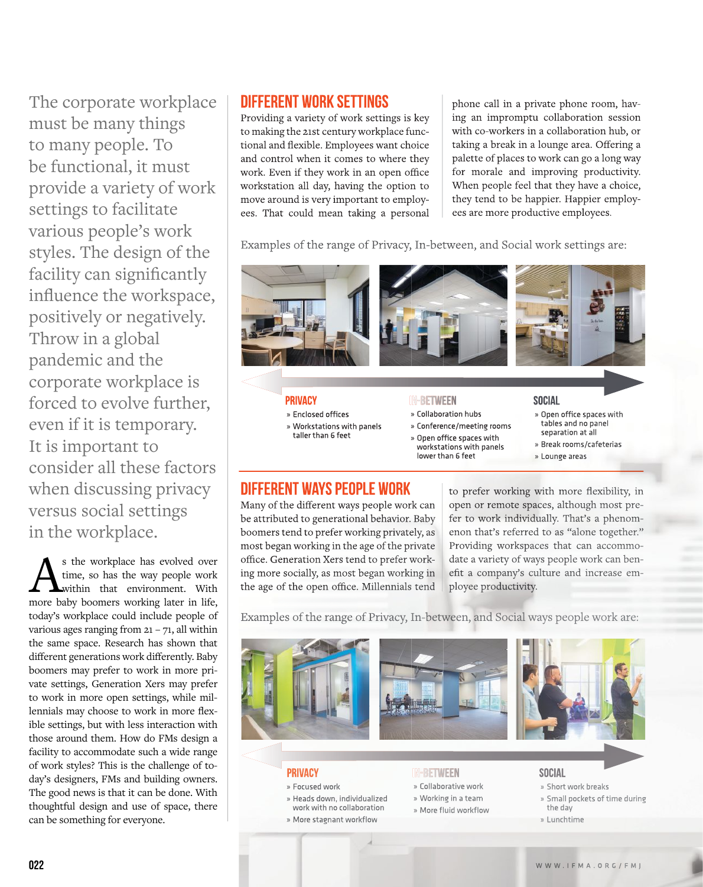The corporate workplace must be many things to many people. To be functional, it must provide a variety of work settings to facilitate various people's work styles. The design of the facility can significantly influence the workspace, positively or negatively. Throw in a global pandemic and the corporate workplace is forced to evolve further, even if it is temporary. It is important to consider all these factors when discussing privacy versus social settings in the workplace.

As the workplace has evolved over time, so has the way people work within that environment. With more baby boomers working later in life, today's workplace could include people of various ages ranging from 21 – 71, all within the same space. Research has shown that different generations work differently. Baby boomers may prefer to work in more private settings, Generation Xers may prefer to work in more open settings, while millennials may choose to work in more flexible settings, but with less interaction with those around them. How do FMs design a facility to accommodate such a wide range of work styles? This is the challenge of today's designers, FMs and building owners. The good news is that it can be done. With thoughtful design and use of space, there can be something for everyone.

## DIFFERENT WORK SETTINGS

Providing a variety of work settings is key to making the 21st century workplace functional and flexible. Employees want choice and control when it comes to where they work. Even if they work in an open office workstation all day, having the option to move around is very important to employees. That could mean taking a personal phone call in a private phone room, having an impromptu collaboration session with co-workers in a collaboration hub, or taking a break in a lounge area. Offering a palette of places to work can go a long way for morale and improving productivity. When people feel that they have a choice, they tend to be happier. Happier employees are more productive employees.

Examples of the range of Privacy, In-between, and Social work settings are:

**PRIVACY**
- Enclosed offices
- Workstations with panels taller than 6 feet

**IN-BETWEEN**
- Collaboration hubs
- Conference/meeting rooms
- Open office spaces with workstations with panels lower than 6 feet

**SOCIAL**
- Open office spaces with tables and no panel separation at all
- Break rooms/cafeterias
- Lounge areas

## DIFFERENT WAYS PEOPLE WORK

Many of the different ways people work can be attributed to generational behavior. Baby boomers tend to prefer working privately, as most began working in the age of the private office. Generation Xers tend to prefer working more socially, as most began working in the age of the open office. Millennials tend to prefer working with more flexibility, in open or remote spaces, although most prefer to work individually. That's a phenomenon that's referred to as "alone together." Providing workspaces that can accommodate a variety of ways people work can benefit a company's culture and increase employee productivity.

Examples of the range of Privacy, In-between, and Social ways people work are:

**PRIVACY**
- Focused work
- Heads down, individualized work with no collaboration
- More stagnant workflow

**IN-BETWEEN**
- Collaborative work
- Working in a team
- More fluid workflow

**SOCIAL**
- Short work breaks
- Small pockets of time during the day
- Lunchtime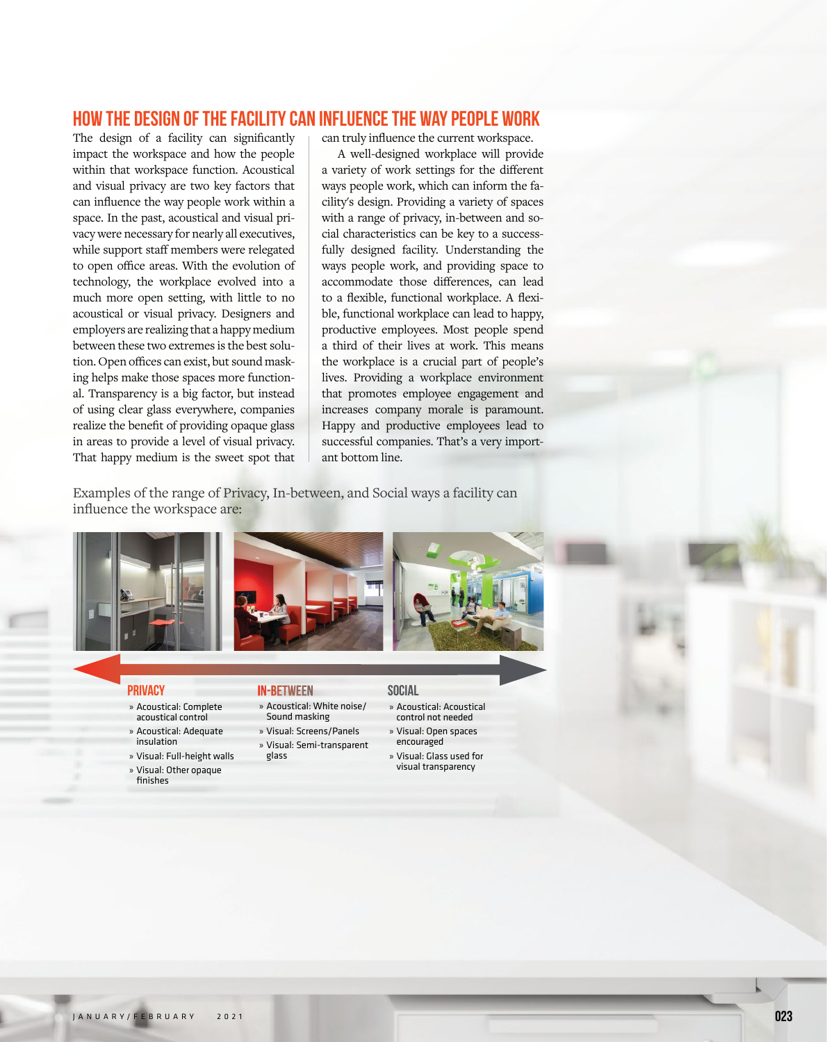## HOW THE DESIGN OF THE FACILITY CAN INFLUENCE THE WAY PEOPLE WORK

The design of a facility can significantly impact the workspace and how the people within that workspace function. Acoustical and visual privacy are two key factors that can influence the way people work within a space. In the past, acoustical and visual privacy were necessary for nearly all executives, while support staff members were relegated to open office areas. With the evolution of technology, the workplace evolved into a much more open setting, with little to no acoustical or visual privacy. Designers and employers are realizing that a happy medium between these two extremes is the best solution. Open offices can exist, but sound masking helps make those spaces more functional. Transparency is a big factor, but instead of using clear glass everywhere, companies realize the benefit of providing opaque glass in areas to provide a level of visual privacy. That happy medium is the sweet spot that can truly influence the current workspace.

A well-designed workplace will provide a variety of work settings for the different ways people work, which can inform the facility's design. Providing a variety of spaces with a range of privacy, in-between and social characteristics can be key to a successfully designed facility. Understanding the ways people work, and providing space to accommodate those differences, can lead to a flexible, functional workplace. A flexible, functional workplace can lead to happy, productive employees. Most people spend a third of their lives at work. This means the workplace is a crucial part of people's lives. Providing a workplace environment that promotes employee engagement and increases company morale is paramount. Happy and productive employees lead to successful companies. That's a very important bottom line.

Examples of the range of Privacy, In-between, and Social ways a facility can influence the workspace are:

### PRIVACY

- Acoustical: Complete acoustical control
- Acoustical: Adequate insulation
- Visual: Full-height walls
- Visual: Other opaque finishes

### IN-BETWEEN

- Acoustical: White noise/ Sound masking
- Visual: Screens/Panels
- Visual: Semi-transparent glass

### SOCIAL

- Acoustical: Acoustical control not needed
- Visual: Open spaces encouraged
- Visual: Glass used for visual transparency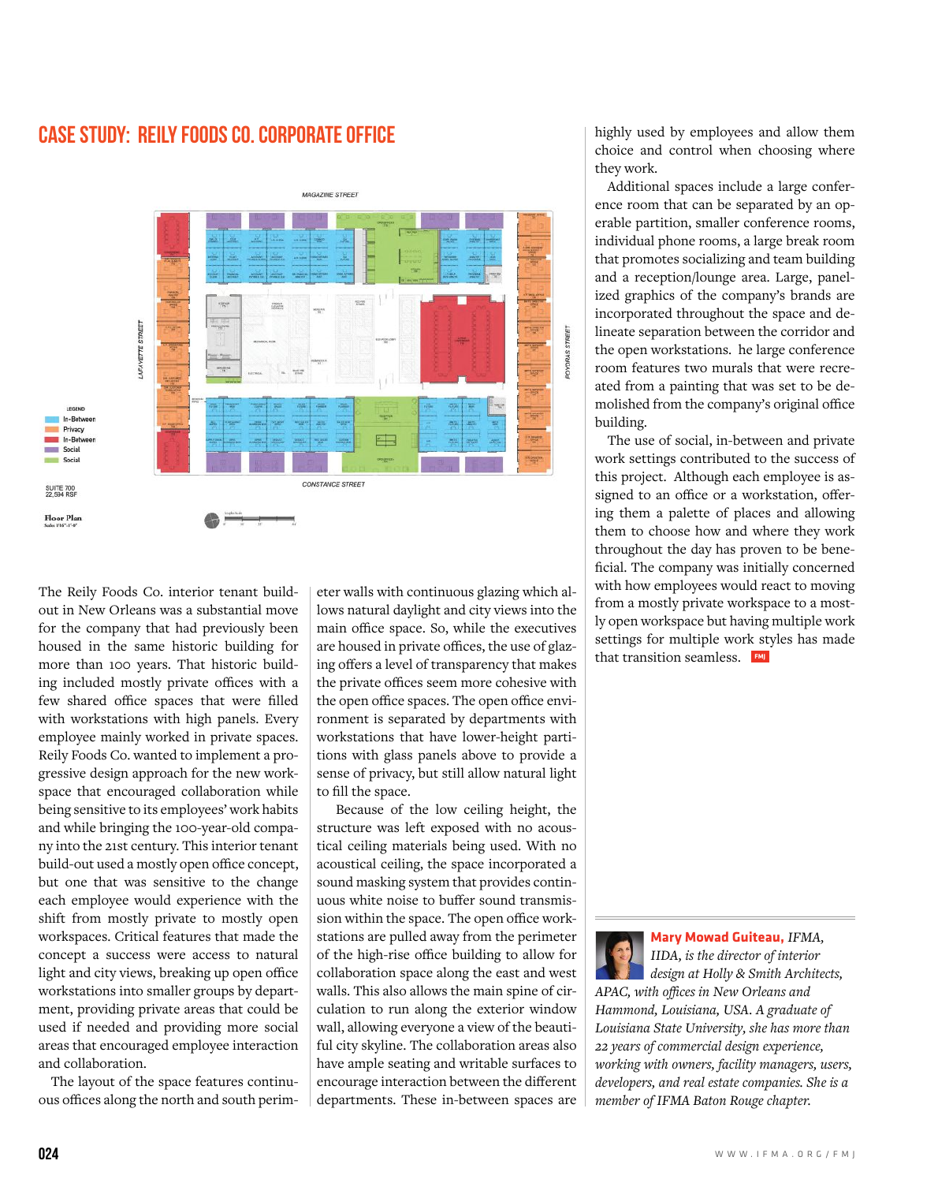## CASE STUDY: REILY FOODS CO. CORPORATE OFFICE

MAGAZINE STREET

LAFAYETTE STREET

POYDRAS STREET

CONSTANCE STREET

LEGEND
In-Between
Privacy
In-Between
Social
Social

SUITE 700
22,594 RSF

Floor Plan

The Reily Foods Co. interior tenant build-out in New Orleans was a substantial move for the company that had previously been housed in the same historic building for more than 100 years. That historic building included mostly private offices with a few shared office spaces that were filled with workstations with high panels. Every employee mainly worked in private spaces. Reily Foods Co. wanted to implement a progressive design approach for the new workspace that encouraged collaboration while being sensitive to its employees' work habits and while bringing the 100-year-old company into the 21st century. This interior tenant build-out used a mostly open office concept, but one that was sensitive to the change each employee would experience with the shift from mostly private to mostly open workspaces. Critical features that made the concept a success were access to natural light and city views, breaking up open office workstations into smaller groups by department, providing private areas that could be used if needed and providing more social areas that encouraged employee interaction and collaboration.

The layout of the space features continuous offices along the north and south perimeter walls with continuous glazing which allows natural daylight and city views into the main office space. So, while the executives are housed in private offices, the use of glazing offers a level of transparency that makes the private offices seem more cohesive with the open office spaces. The open office environment is separated by departments with workstations that have lower-height partitions with glass panels above to provide a sense of privacy, but still allow natural light to fill the space.

Because of the low ceiling height, the structure was left exposed with no acoustical ceiling materials being used. With no acoustical ceiling, the space incorporated a sound masking system that provides continuous white noise to buffer sound transmission within the space. The open office workstations are pulled away from the perimeter of the high-rise office building to allow for collaboration space along the east and west walls. This also allows the main spine of circulation to run along the exterior window wall, allowing everyone a view of the beautiful city skyline. The collaboration areas also have ample seating and writable surfaces to encourage interaction between the different departments. These in-between spaces are highly used by employees and allow them choice and control when choosing where they work.

Additional spaces include a large conference room that can be separated by an operable partition, smaller conference rooms, individual phone rooms, a large break room that promotes socializing and team building and a reception/lounge area. Large, panelized graphics of the company's brands are incorporated throughout the space and delineate separation between the corridor and the open workstations. he large conference room features two murals that were recreated from a painting that was set to be demolished from the company's original office building.

The use of social, in-between and private work settings contributed to the success of this project. Although each employee is assigned to an office or a workstation, offering them a palette of places and allowing them to choose how and where they work throughout the day has proven to be beneficial. The company was initially concerned with how employees would react to moving from a mostly private workspace to a mostly open workspace but having multiple work settings for multiple work styles has made that transition seamless. FMJ

---

***Mary Mowad Guiteau,** IFMA, IIDA, is the director of interior design at Holly & Smith Architects, APAC, with offices in New Orleans and Hammond, Louisiana, USA. A graduate of Louisiana State University, she has more than 22 years of commercial design experience, working with owners, facility managers, users, developers, and real estate companies. She is a member of IFMA Baton Rouge chapter.*